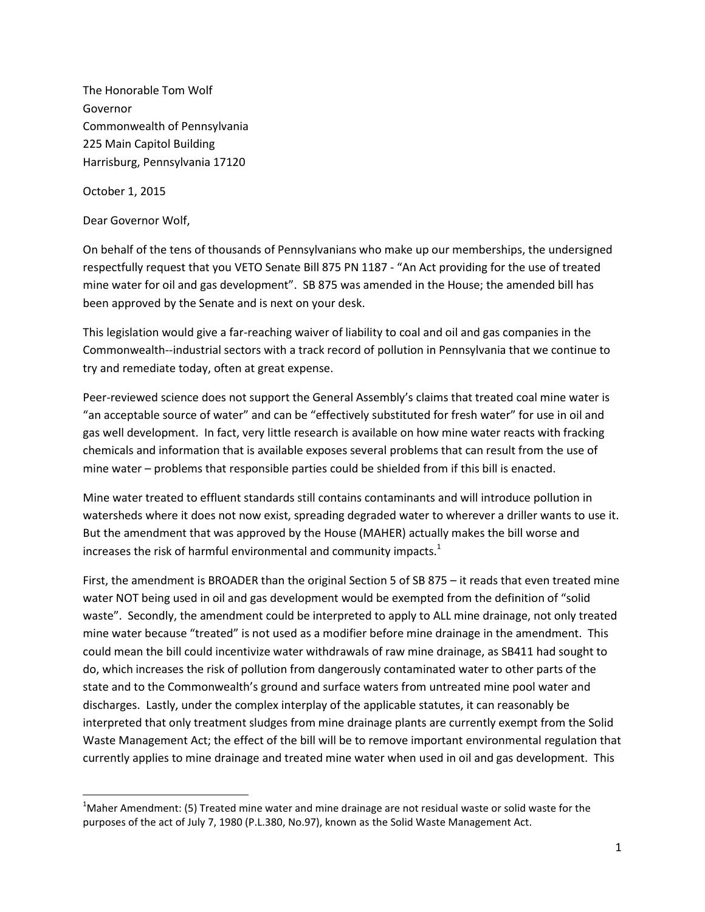The Honorable Tom Wolf
Governor
Commonwealth of Pennsylvania
225 Main Capitol Building
Harrisburg, Pennsylvania 17120

October 1, 2015

Dear Governor Wolf,

On behalf of the tens of thousands of Pennsylvanians who make up our memberships, the undersigned respectfully request that you VETO Senate Bill 875 PN 1187 - "An Act providing for the use of treated mine water for oil and gas development". SB 875 was amended in the House; the amended bill has been approved by the Senate and is next on your desk.

This legislation would give a far-reaching waiver of liability to coal and oil and gas companies in the Commonwealth--industrial sectors with a track record of pollution in Pennsylvania that we continue to try and remediate today, often at great expense.

Peer-reviewed science does not support the General Assembly's claims that treated coal mine water is "an acceptable source of water" and can be "effectively substituted for fresh water" for use in oil and gas well development. In fact, very little research is available on how mine water reacts with fracking chemicals and information that is available exposes several problems that can result from the use of mine water – problems that responsible parties could be shielded from if this bill is enacted.

Mine water treated to effluent standards still contains contaminants and will introduce pollution in watersheds where it does not now exist, spreading degraded water to wherever a driller wants to use it. But the amendment that was approved by the House (MAHER) actually makes the bill worse and increases the risk of harmful environmental and community impacts.[1]

First, the amendment is BROADER than the original Section 5 of SB 875 – it reads that even treated mine water NOT being used in oil and gas development would be exempted from the definition of "solid waste". Secondly, the amendment could be interpreted to apply to ALL mine drainage, not only treated mine water because "treated" is not used as a modifier before mine drainage in the amendment. This could mean the bill could incentivize water withdrawals of raw mine drainage, as SB411 had sought to do, which increases the risk of pollution from dangerously contaminated water to other parts of the state and to the Commonwealth's ground and surface waters from untreated mine pool water and discharges. Lastly, under the complex interplay of the applicable statutes, it can reasonably be interpreted that only treatment sludges from mine drainage plants are currently exempt from the Solid Waste Management Act; the effect of the bill will be to remove important environmental regulation that currently applies to mine drainage and treated mine water when used in oil and gas development. This

[1] Maher Amendment: (5) Treated mine water and mine drainage are not residual waste or solid waste for the purposes of the act of July 7, 1980 (P.L.380, No.97), known as the Solid Waste Management Act.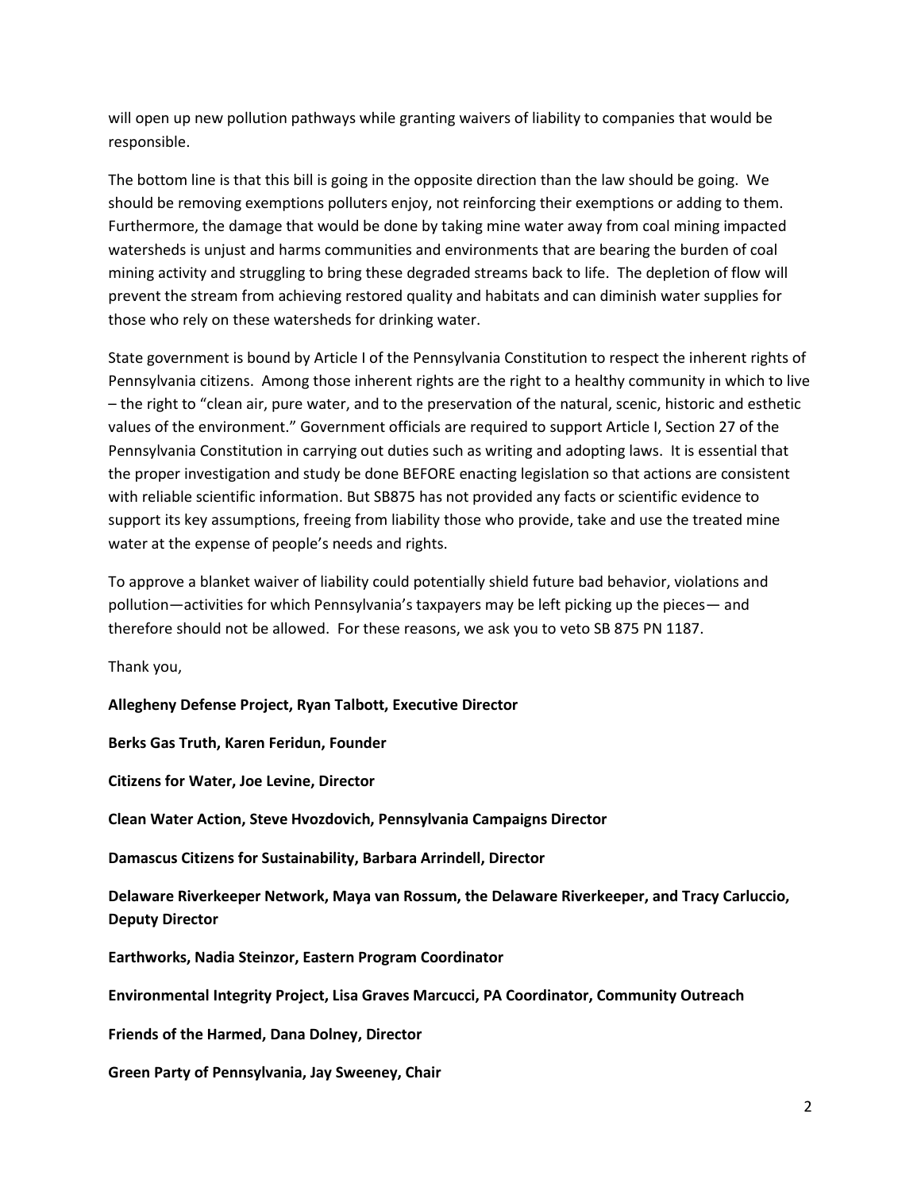will open up new pollution pathways while granting waivers of liability to companies that would be responsible.

The bottom line is that this bill is going in the opposite direction than the law should be going. We should be removing exemptions polluters enjoy, not reinforcing their exemptions or adding to them. Furthermore, the damage that would be done by taking mine water away from coal mining impacted watersheds is unjust and harms communities and environments that are bearing the burden of coal mining activity and struggling to bring these degraded streams back to life. The depletion of flow will prevent the stream from achieving restored quality and habitats and can diminish water supplies for those who rely on these watersheds for drinking water.

State government is bound by Article I of the Pennsylvania Constitution to respect the inherent rights of Pennsylvania citizens. Among those inherent rights are the right to a healthy community in which to live – the right to "clean air, pure water, and to the preservation of the natural, scenic, historic and esthetic values of the environment." Government officials are required to support Article I, Section 27 of the Pennsylvania Constitution in carrying out duties such as writing and adopting laws. It is essential that the proper investigation and study be done BEFORE enacting legislation so that actions are consistent with reliable scientific information. But SB875 has not provided any facts or scientific evidence to support its key assumptions, freeing from liability those who provide, take and use the treated mine water at the expense of people's needs and rights.

To approve a blanket waiver of liability could potentially shield future bad behavior, violations and pollution—activities for which Pennsylvania's taxpayers may be left picking up the pieces— and therefore should not be allowed. For these reasons, we ask you to veto SB 875 PN 1187.

Thank you,

**Allegheny Defense Project, Ryan Talbott, Executive Director**

**Berks Gas Truth, Karen Feridun, Founder**

**Citizens for Water, Joe Levine, Director**

**Clean Water Action, Steve Hvozdovich, Pennsylvania Campaigns Director**

**Damascus Citizens for Sustainability, Barbara Arrindell, Director**

**Delaware Riverkeeper Network, Maya van Rossum, the Delaware Riverkeeper, and Tracy Carluccio, Deputy Director**

**Earthworks, Nadia Steinzor, Eastern Program Coordinator**

**Environmental Integrity Project, Lisa Graves Marcucci, PA Coordinator, Community Outreach**

**Friends of the Harmed, Dana Dolney, Director**

**Green Party of Pennsylvania, Jay Sweeney, Chair**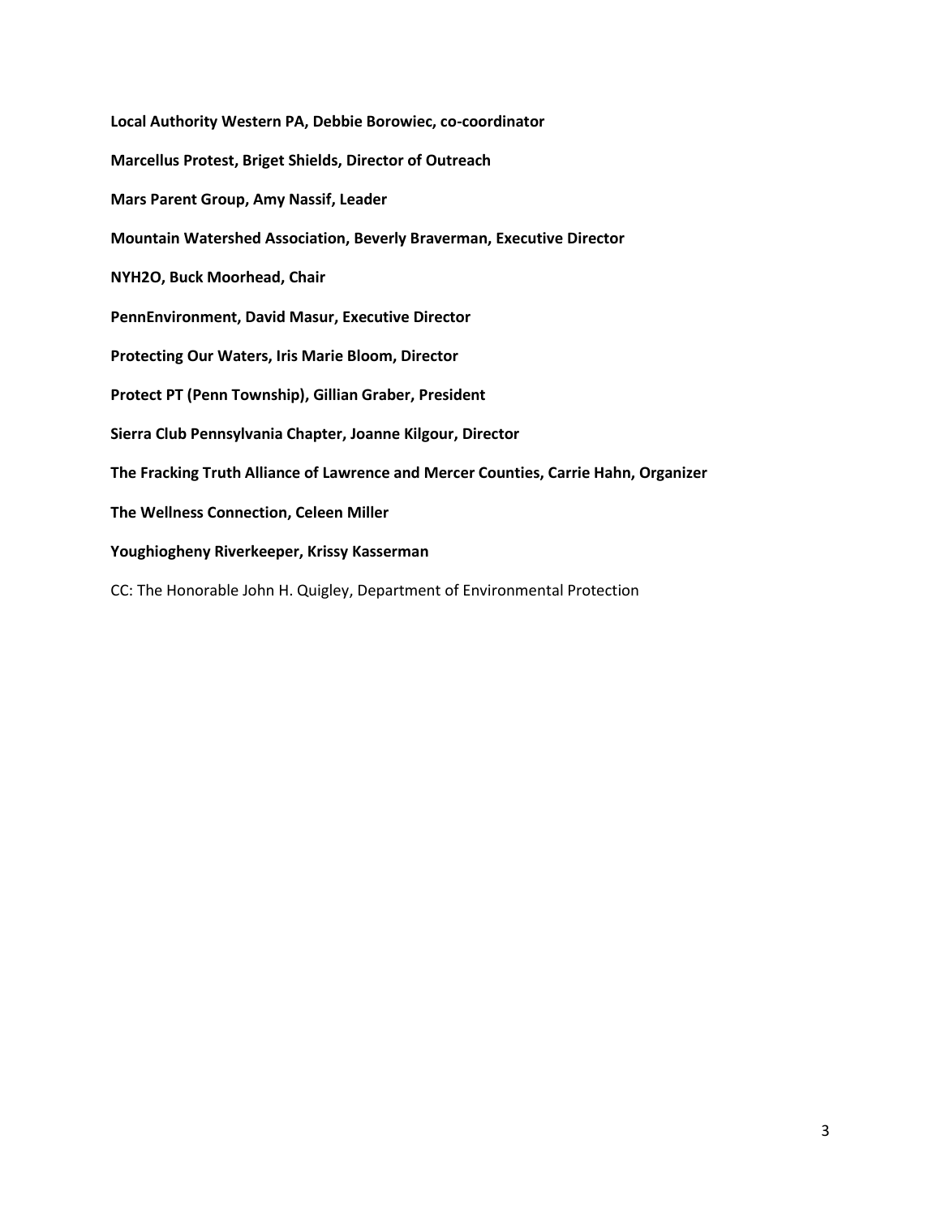**Local Authority Western PA, Debbie Borowiec, co-coordinator**

**Marcellus Protest, Briget Shields, Director of Outreach**

**Mars Parent Group, Amy Nassif, Leader**

**Mountain Watershed Association, Beverly Braverman, Executive Director**

**NYH2O, Buck Moorhead, Chair**

**PennEnvironment, David Masur, Executive Director**

**Protecting Our Waters, Iris Marie Bloom, Director**

**Protect PT (Penn Township), Gillian Graber, President**

**Sierra Club Pennsylvania Chapter, Joanne Kilgour, Director**

**The Fracking Truth Alliance of Lawrence and Mercer Counties, Carrie Hahn, Organizer**

**The Wellness Connection, Celeen Miller**

**Youghiogheny Riverkeeper, Krissy Kasserman**

CC: The Honorable John H. Quigley, Department of Environmental Protection